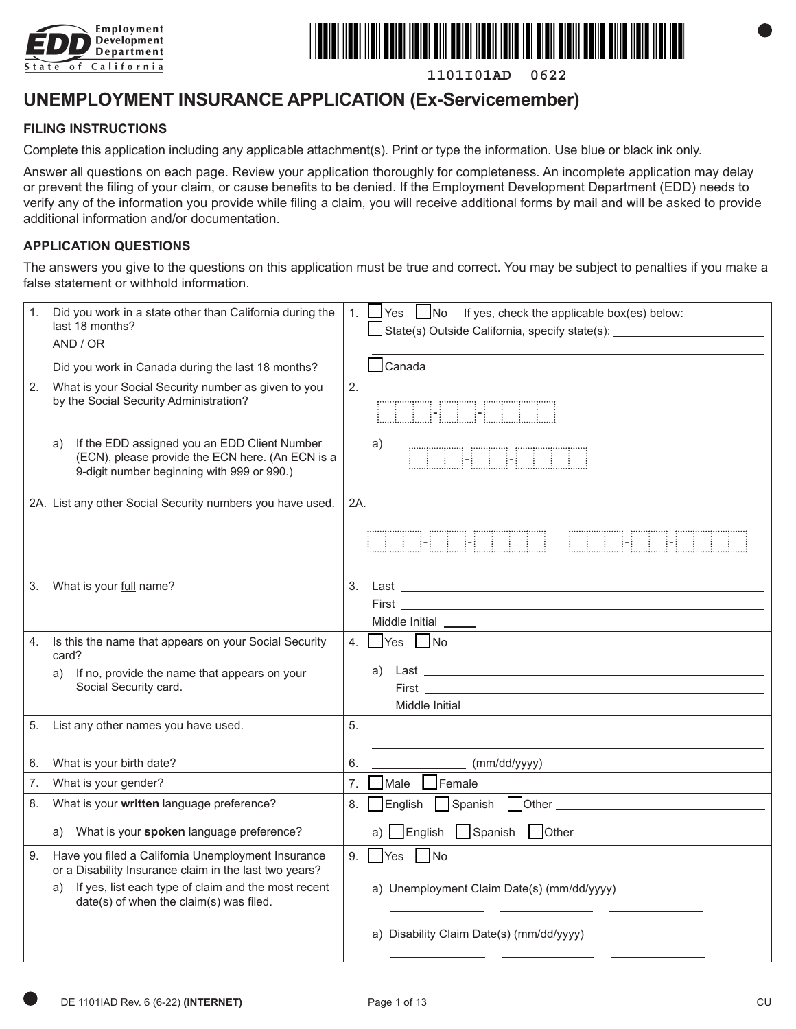Employment Development Department
State of California

1101I01AD 0622

# UNEMPLOYMENT INSURANCE APPLICATION (Ex-Servicemember)

## FILING INSTRUCTIONS

Complete this application including any applicable attachment(s). Print or type the information. Use blue or black ink only.

Answer all questions on each page. Review your application thoroughly for completeness. An incomplete application may delay or prevent the filing of your claim, or cause benefits to be denied. If the Employment Development Department (EDD) needs to verify any of the information you provide while filing a claim, you will receive additional forms by mail and will be asked to provide additional information and/or documentation.

## APPLICATION QUESTIONS

The answers you give to the questions on this application must be true and correct. You may be subject to penalties if you make a false statement or withhold information.

| Question | Answer |
|---|---|
| 1. Did you work in a state other than California during the last 18 months? AND / OR Did you work in Canada during the last 18 months? | 1. ☐ Yes ☐ No If yes, check the applicable box(es) below: ☐ State(s) Outside California, specify state(s): ______ ☐ Canada |
| 2. What is your Social Security number as given to you by the Social Security Administration? | 2. ___-__-____ |
| a) If the EDD assigned you an EDD Client Number (ECN), please provide the ECN here. (An ECN is a 9-digit number beginning with 999 or 990.) | a) ___-__-____ |
| 2A. List any other Social Security numbers you have used. | 2A. ___-__-____ ___-__-____ |
| 3. What is your full name? | 3. Last ______ First ______ Middle Initial ___ |
| 4. Is this the name that appears on your Social Security card? a) If no, provide the name that appears on your Social Security card. | 4. ☐ Yes ☐ No a) Last ______ First ______ Middle Initial ___ |
| 5. List any other names you have used. | 5. ______ |
| 6. What is your birth date? | 6. ______ (mm/dd/yyyy) |
| 7. What is your gender? | 7. ☐ Male ☐ Female |
| 8. What is your **written** language preference? | 8. ☐ English ☐ Spanish ☐ Other ______ |
| a) What is your **spoken** language preference? | a) ☐ English ☐ Spanish ☐ Other ______ |
| 9. Have you filed a California Unemployment Insurance or a Disability Insurance claim in the last two years? a) If yes, list each type of claim and the most recent date(s) of when the claim(s) was filed. | 9. ☐ Yes ☐ No a) Unemployment Claim Date(s) (mm/dd/yyyy) ______ ______ ______ a) Disability Claim Date(s) (mm/dd/yyyy) ______ ______ ______ |

DE 1101IAD Rev. 6 (6-22) **(INTERNET)** CU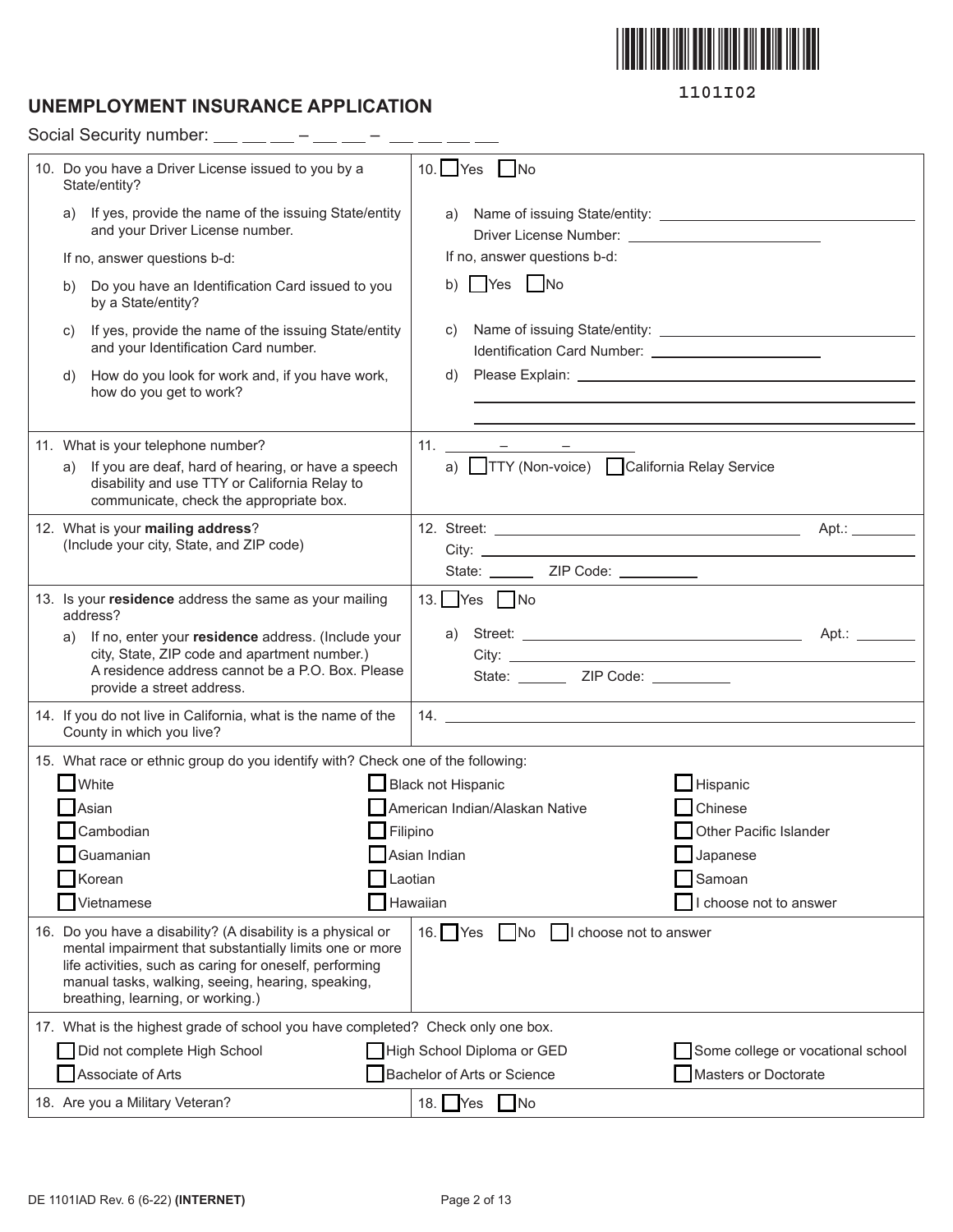1101I02

# UNEMPLOYMENT INSURANCE APPLICATION

Social Security number: ___ ___ ___ – ___ ___ – ___ ___ ___ ___

| Question | Answer |
|---|---|
| 10. Do you have a Driver License issued to you by a State/entity? | 10. ☐ Yes ☐ No |
| a) If yes, provide the name of the issuing State/entity and your Driver License number. | a) Name of issuing State/entity: ______________ Driver License Number: ______________ |
| If no, answer questions b-d: | If no, answer questions b-d: |
| b) Do you have an Identification Card issued to you by a State/entity? | b) ☐ Yes ☐ No |
| c) If yes, provide the name of the issuing State/entity and your Identification Card number. | c) Name of issuing State/entity: ______________ Identification Card Number: ______________ |
| d) How do you look for work and, if you have work, how do you get to work? | d) Please Explain: ______________ |
| 11. What is your telephone number? | 11. ______ – ______ – ______ |
| a) If you are deaf, hard of hearing, or have a speech disability and use TTY or California Relay to communicate, check the appropriate box. | a) ☐ TTY (Non-voice) ☐ California Relay Service |
| 12. What is your **mailing address**? (Include your city, State, and ZIP code) | 12. Street: ______________ Apt.: ______ City: ______________ State: ______ ZIP Code: ______ |
| 13. Is your **residence** address the same as your mailing address? | 13. ☐ Yes ☐ No |
| a) If no, enter your **residence** address. (Include your city, State, ZIP code and apartment number.) A residence address cannot be a P.O. Box. Please provide a street address. | a) Street: ______________ Apt.: ______ City: ______________ State: ______ ZIP Code: ______ |
| 14. If you do not live in California, what is the name of the County in which you live? | 14. ______________ |

15. What race or ethnic group do you identify with? Check one of the following:

| | | |
|---|---|---|
| ☐ White | ☐ Black not Hispanic | ☐ Hispanic |
| ☐ Asian | ☐ American Indian/Alaskan Native | ☐ Chinese |
| ☐ Cambodian | ☐ Filipino | ☐ Other Pacific Islander |
| ☐ Guamanian | ☐ Asian Indian | ☐ Japanese |
| ☐ Korean | ☐ Laotian | ☐ Samoan |
| ☐ Vietnamese | ☐ Hawaiian | ☐ I choose not to answer |

| Question | Answer |
|---|---|
| 16. Do you have a disability? (A disability is a physical or mental impairment that substantially limits one or more life activities, such as caring for oneself, performing manual tasks, walking, seeing, hearing, speaking, breathing, learning, or working.) | 16. ☐ Yes ☐ No ☐ I choose not to answer |

17. What is the highest grade of school you have completed? Check only one box.

| | | |
|---|---|---|
| ☐ Did not complete High School | ☐ High School Diploma or GED | ☐ Some college or vocational school |
| ☐ Associate of Arts | ☐ Bachelor of Arts or Science | ☐ Masters or Doctorate |

| Question | Answer |
|---|---|
| 18. Are you a Military Veteran? | 18. ☐ Yes ☐ No |

DE 1101IAD Rev. 6 (6-22) **(INTERNET)**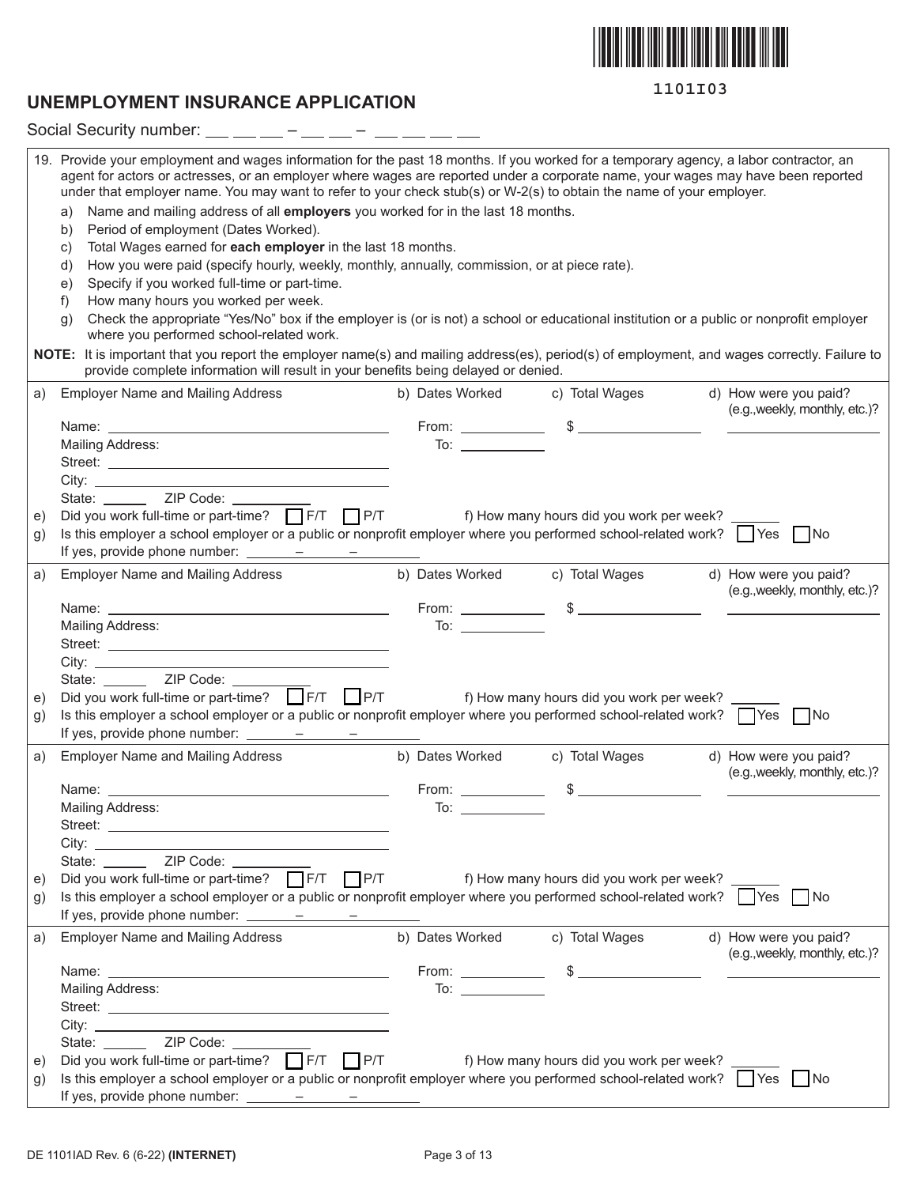1101I03

# UNEMPLOYMENT INSURANCE APPLICATION

Social Security number: ___ ___ ___ – ___ ___ – ___ ___ ___ ___

19. Provide your employment and wages information for the past 18 months. If you worked for a temporary agency, a labor contractor, an agent for actors or actresses, or an employer where wages are reported under a corporate name, your wages may have been reported under that employer name. You may want to refer to your check stub(s) or W-2(s) to obtain the name of your employer.
    a) Name and mailing address of all **employers** you worked for in the last 18 months.
    b) Period of employment (Dates Worked).
    c) Total Wages earned for **each employer** in the last 18 months.
    d) How you were paid (specify hourly, weekly, monthly, annually, commission, or at piece rate).
    e) Specify if you worked full-time or part-time.
    f) How many hours you worked per week.
    g) Check the appropriate "Yes/No" box if the employer is (or is not) a school or educational institution or a public or nonprofit employer where you performed school-related work.

**NOTE:** It is important that you report the employer name(s) and mailing address(es), period(s) of employment, and wages correctly. Failure to provide complete information will result in your benefits being delayed or denied.

a) Employer Name and Mailing Address | b) Dates Worked | c) Total Wages | d) How were you paid? (e.g.,weekly, monthly, etc.)?

Name: ____________________ From: __________ $ __________ __________

Mailing Address: To: __________

Street: ____________________

City: ____________________

State: ______ ZIP Code: __________

e) Did you work full-time or part-time? ☐ F/T ☐ P/T f) How many hours did you work per week? ______

g) Is this employer a school employer or a public or nonprofit employer where you performed school-related work? ☐ Yes ☐ No

If yes, provide phone number: ______ – ______ – ______

a) Employer Name and Mailing Address | b) Dates Worked | c) Total Wages | d) How were you paid? (e.g.,weekly, monthly, etc.)?

Name: ____________________ From: __________ $ __________ __________

Mailing Address: To: __________

Street: ____________________

City: ____________________

State: ______ ZIP Code: __________

e) Did you work full-time or part-time? ☐ F/T ☐ P/T f) How many hours did you work per week? ______

g) Is this employer a school employer or a public or nonprofit employer where you performed school-related work? ☐ Yes ☐ No

If yes, provide phone number: ______ – ______ – ______

a) Employer Name and Mailing Address | b) Dates Worked | c) Total Wages | d) How were you paid? (e.g.,weekly, monthly, etc.)?

Name: ____________________ From: __________ $ __________ __________

Mailing Address: To: __________

Street: ____________________

City: ____________________

State: ______ ZIP Code: __________

e) Did you work full-time or part-time? ☐ F/T ☐ P/T f) How many hours did you work per week? ______

g) Is this employer a school employer or a public or nonprofit employer where you performed school-related work? ☐ Yes ☐ No

If yes, provide phone number: ______ – ______ – ______

a) Employer Name and Mailing Address | b) Dates Worked | c) Total Wages | d) How were you paid? (e.g.,weekly, monthly, etc.)?

Name: ____________________ From: __________ $ __________ __________

Mailing Address: To: __________

Street: ____________________

City: ____________________

State: ______ ZIP Code: __________

e) Did you work full-time or part-time? ☐ F/T ☐ P/T f) How many hours did you work per week? ______

g) Is this employer a school employer or a public or nonprofit employer where you performed school-related work? ☐ Yes ☐ No

If yes, provide phone number: ______ – ______ – ______

DE 1101IAD Rev. 6 (6-22) **(INTERNET)**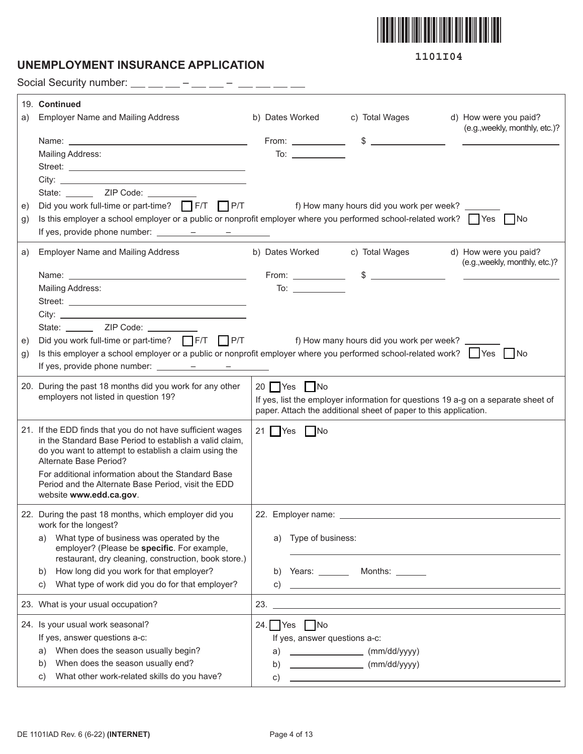1101I04

# UNEMPLOYMENT INSURANCE APPLICATION

Social Security number: ___ ___ ___ – ___ ___ – ___ ___ ___ ___

**19. Continued**

a) Employer Name and Mailing Address

Name: ____________________

Mailing Address:

Street: ____________________

City: ____________________

State: ______ ZIP Code: __________

b) Dates Worked

From: __________

To: __________

c) Total Wages

$ __________

d) How were you paid? (e.g.,weekly, monthly, etc.)? __________

e) Did you work full-time or part-time? ☐ F/T ☐ P/T

f) How many hours did you work per week? _______

g) Is this employer a school employer or a public or nonprofit employer where you performed school-related work? ☐ Yes ☐ No

If yes, provide phone number: _______ – _______ – _______

a) Employer Name and Mailing Address

Name: ____________________

Mailing Address:

Street: ____________________

City: ____________________

State: ______ ZIP Code: __________

b) Dates Worked

From: __________

To: __________

c) Total Wages

$ __________

d) How were you paid? (e.g.,weekly, monthly, etc.)? __________

e) Did you work full-time or part-time? ☐ F/T ☐ P/T

f) How many hours did you work per week? _______

g) Is this employer a school employer or a public or nonprofit employer where you performed school-related work? ☐ Yes ☐ No

If yes, provide phone number: _______ – _______ – _______

| Question | Answer |
|---|---|
| 20. During the past 18 months did you work for any other employers not listed in question 19? | 20 ☐ Yes ☐ No<br>If yes, list the employer information for questions 19 a-g on a separate sheet of paper. Attach the additional sheet of paper to this application. |
| 21. If the EDD finds that you do not have sufficient wages in the Standard Base Period to establish a valid claim, do you want to attempt to establish a claim using the Alternate Base Period?<br>For additional information about the Standard Base Period and the Alternate Base Period, visit the EDD website **www.edd.ca.gov**. | 21 ☐ Yes ☐ No |
| 22. During the past 18 months, which employer did you work for the longest?<br>a) What type of business was operated by the employer? (Please be **specific**. For example, restaurant, dry cleaning, construction, book store.)<br>b) How long did you work for that employer?<br>c) What type of work did you do for that employer? | 22. Employer name: ____________________<br>a) Type of business: ____________________<br>b) Years: ______ Months: ______<br>c) ____________________ |
| 23. What is your usual occupation? | 23. ____________________ |
| 24. Is your usual work seasonal?<br>If yes, answer questions a-c:<br>a) When does the season usually begin?<br>b) When does the season usually end?<br>c) What other work-related skills do you have? | 24. ☐ Yes ☐ No<br>If yes, answer questions a-c:<br>a) ______________ (mm/dd/yyyy)<br>b) ______________ (mm/dd/yyyy)<br>c) ____________________ |

DE 1101IAD Rev. 6 (6-22) **(INTERNET)**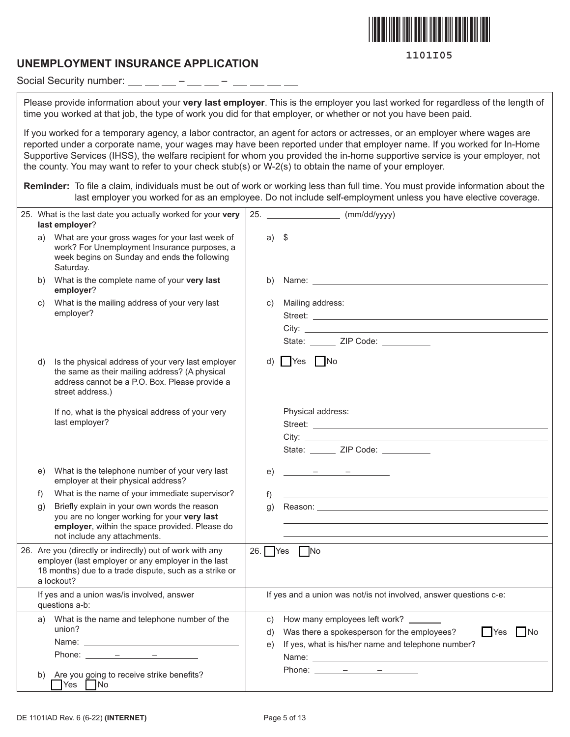1101I05

# UNEMPLOYMENT INSURANCE APPLICATION

Social Security number: \_\_ \_\_ \_\_ – \_\_ \_\_ – \_\_ \_\_ \_\_ \_\_

Please provide information about your **very last employer**. This is the employer you last worked for regardless of the length of time you worked at that job, the type of work you did for that employer, or whether or not you have been paid.

If you worked for a temporary agency, a labor contractor, an agent for actors or actresses, or an employer where wages are reported under a corporate name, your wages may have been reported under that employer name. If you worked for In-Home Supportive Services (IHSS), the welfare recipient for whom you provided the in-home supportive service is your employer, not the county. You may want to refer to your check stub(s) or W-2(s) to obtain the name of your employer.

**Reminder:** To file a claim, individuals must be out of work or working less than full time. You must provide information about the last employer you worked for as an employee. Do not include self-employment unless you have elective coverage.

| Question | Answer |
|---|---|
| 25. What is the last date you actually worked for your **very last employer**? | 25. \_\_\_\_\_\_\_\_ (mm/dd/yyyy) |
| a) What are your gross wages for your last week of work? For Unemployment Insurance purposes, a week begins on Sunday and ends the following Saturday. | a) $ \_\_\_\_\_\_\_\_ |
| b) What is the complete name of your **very last employer**? | b) Name: \_\_\_\_\_\_\_\_ |
| c) What is the mailing address of your very last employer? | c) Mailing address:<br>Street: \_\_\_\_\_\_\_\_<br>City: \_\_\_\_\_\_\_\_<br>State: \_\_\_\_ ZIP Code: \_\_\_\_ |
| d) Is the physical address of your very last employer the same as their mailing address? (A physical address cannot be a P.O. Box. Please provide a street address.)<br><br>If no, what is the physical address of your very last employer? | d) ☐ Yes ☐ No<br><br>Physical address:<br>Street: \_\_\_\_\_\_\_\_<br>City: \_\_\_\_\_\_\_\_<br>State: \_\_\_\_ ZIP Code: \_\_\_\_ |
| e) What is the telephone number of your very last employer at their physical address? | e) \_\_\_\_ – \_\_\_\_ – \_\_\_\_ |
| f) What is the name of your immediate supervisor? | f) \_\_\_\_\_\_\_\_ |
| g) Briefly explain in your own words the reason you are no longer working for your **very last employer**, within the space provided. Please do not include any attachments. | g) Reason: \_\_\_\_\_\_\_\_ |
| 26. Are you (directly or indirectly) out of work with any employer (last employer or any employer in the last 18 months) due to a trade dispute, such as a strike or a lockout? | 26. ☐ Yes ☐ No |
| If yes and a union was/is involved, answer questions a-b: | If yes and a union was not/is not involved, answer questions c-e: |
| a) What is the name and telephone number of the union?<br>Name: \_\_\_\_\_\_\_\_<br>Phone: \_\_\_\_ – \_\_\_\_ – \_\_\_\_<br><br>b) Are you going to receive strike benefits?<br>☐ Yes ☐ No | c) How many employees left work? \_\_\_\_<br>d) Was there a spokesperson for the employees? ☐ Yes ☐ No<br>e) If yes, what is his/her name and telephone number?<br>Name: \_\_\_\_\_\_\_\_<br>Phone: \_\_\_\_ – \_\_\_\_ – \_\_\_\_ |

DE 1101IAD Rev. 6 (6-22) **(INTERNET)**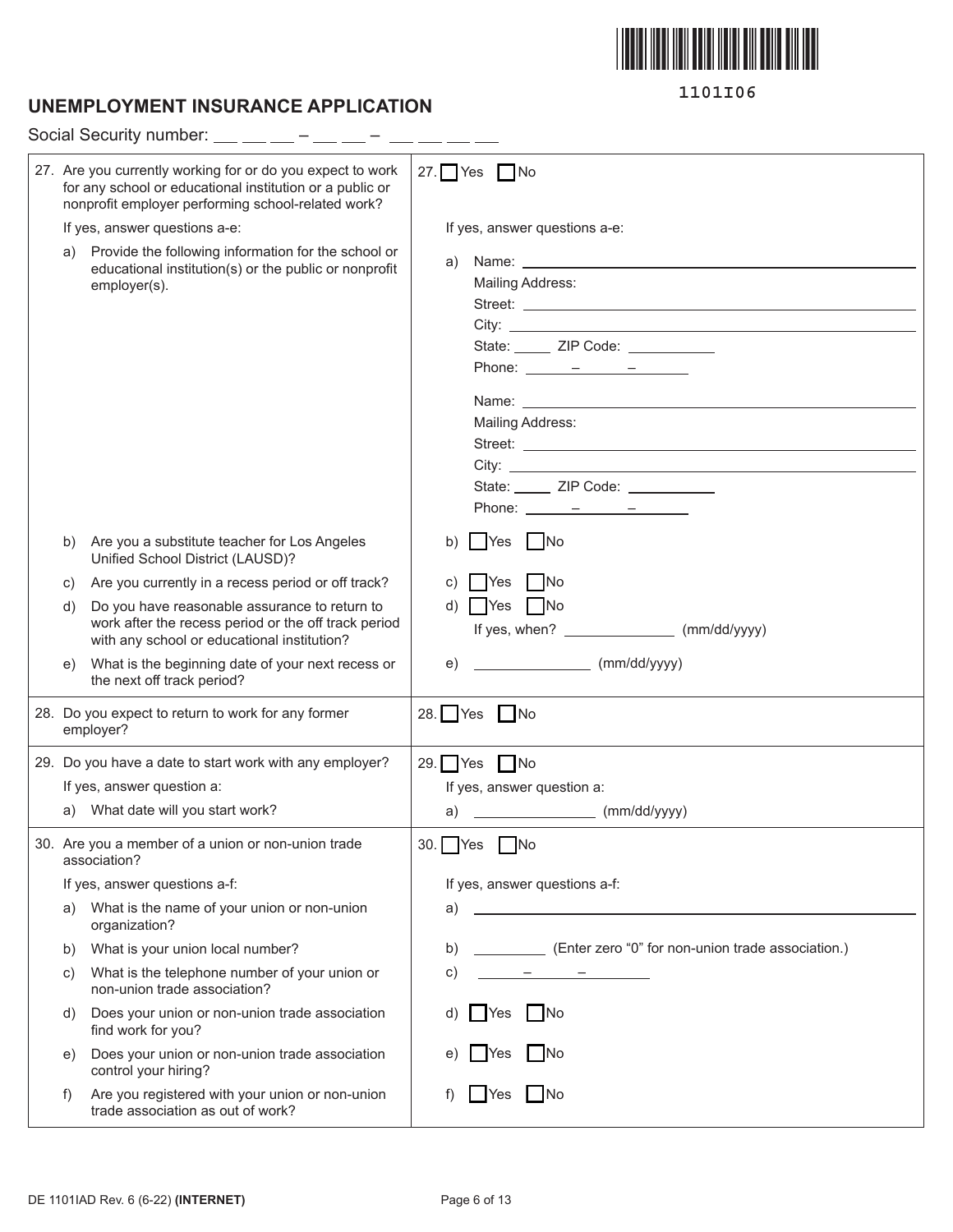1101I06

# UNEMPLOYMENT INSURANCE APPLICATION

Social Security number: ___ ___ ___ – ___ ___ – ___ ___ ___ ___

| Question | Answer |
|---|---|
| 27. Are you currently working for or do you expect to work for any school or educational institution or a public or nonprofit employer performing school-related work? | 27. ☐ Yes ☐ No |
| If yes, answer questions a-e: | If yes, answer questions a-e: |
| a) Provide the following information for the school or educational institution(s) or the public or nonprofit employer(s). | a) Name: ______<br>Mailing Address:<br>Street: ______<br>City: ______<br>State: ______ ZIP Code: ______<br>Phone: ____ – ____ – ____<br><br>Name: ______<br>Mailing Address:<br>Street: ______<br>City: ______<br>State: ______ ZIP Code: ______<br>Phone: ____ – ____ – ____ |
| b) Are you a substitute teacher for Los Angeles Unified School District (LAUSD)? | b) ☐ Yes ☐ No |
| c) Are you currently in a recess period or off track? | c) ☐ Yes ☐ No |
| d) Do you have reasonable assurance to return to work after the recess period or the off track period with any school or educational institution? | d) ☐ Yes ☐ No<br>If yes, when? ______ (mm/dd/yyyy) |
| e) What is the beginning date of your next recess or the next off track period? | e) ______ (mm/dd/yyyy) |
| 28. Do you expect to return to work for any former employer? | 28. ☐ Yes ☐ No |
| 29. Do you have a date to start work with any employer? | 29. ☐ Yes ☐ No |
| If yes, answer question a: | If yes, answer question a: |
| a) What date will you start work? | a) ______ (mm/dd/yyyy) |
| 30. Are you a member of a union or non-union trade association? | 30. ☐ Yes ☐ No |
| If yes, answer questions a-f: | If yes, answer questions a-f: |
| a) What is the name of your union or non-union organization? | a) ______ |
| b) What is your union local number? | b) ______ (Enter zero "0" for non-union trade association.) |
| c) What is the telephone number of your union or non-union trade association? | c) ____ – ____ – ____ |
| d) Does your union or non-union trade association find work for you? | d) ☐ Yes ☐ No |
| e) Does your union or non-union trade association control your hiring? | e) ☐ Yes ☐ No |
| f) Are you registered with your union or non-union trade association as out of work? | f) ☐ Yes ☐ No |

DE 1101IAD Rev. 6 (6-22) **(INTERNET)**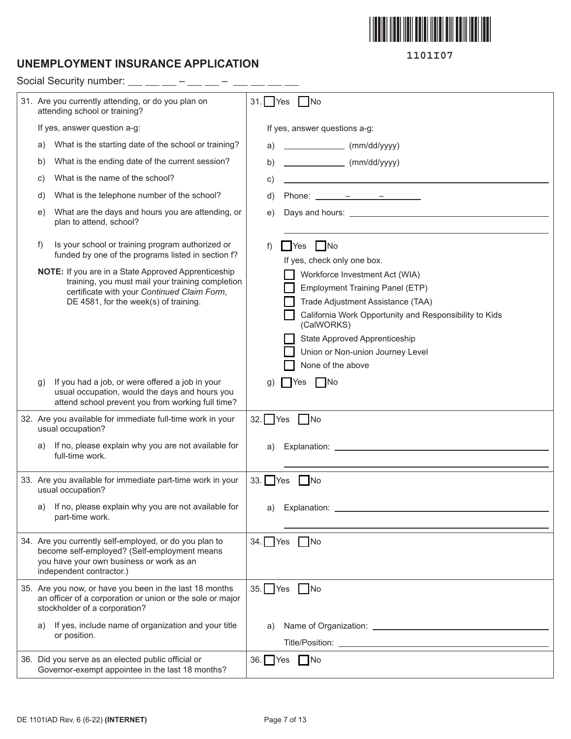1101I07

## UNEMPLOYMENT INSURANCE APPLICATION

Social Security number: ___ ___ ___ – ___ ___ – ___ ___ ___ ___

| Question | Answer |
|---|---|
| 31. Are you currently attending, or do you plan on attending school or training? | 31. ☐ Yes ☐ No |
| If yes, answer question a-g: | If yes, answer questions a-g: |
| a) What is the starting date of the school or training? | a) ____________ (mm/dd/yyyy) |
| b) What is the ending date of the current session? | b) ____________ (mm/dd/yyyy) |
| c) What is the name of the school? | c) ______________________________ |
| d) What is the telephone number of the school? | d) Phone: ______ – ______ – ________ |
| e) What are the days and hours you are attending, or plan to attend, school? | e) Days and hours: ______________________________ |
| f) Is your school or training program authorized or funded by one of the programs listed in section f?<br><br>**NOTE:** If you are in a State Approved Apprenticeship training, you must mail your training completion certificate with your *Continued Claim Form*, DE 4581, for the week(s) of training. | f) ☐ Yes ☐ No<br>If yes, check only one box.<br>☐ Workforce Investment Act (WIA)<br>☐ Employment Training Panel (ETP)<br>☐ Trade Adjustment Assistance (TAA)<br>☐ California Work Opportunity and Responsibility to Kids (CalWORKS)<br>☐ State Approved Apprenticeship<br>☐ Union or Non-union Journey Level<br>☐ None of the above |
| g) If you had a job, or were offered a job in your usual occupation, would the days and hours you attend school prevent you from working full time? | g) ☐ Yes ☐ No |
| 32. Are you available for immediate full-time work in your usual occupation? | 32. ☐ Yes ☐ No |
| a) If no, please explain why you are not available for full-time work. | a) Explanation: ______________________________ |
| 33. Are you available for immediate part-time work in your usual occupation? | 33. ☐ Yes ☐ No |
| a) If no, please explain why you are not available for part-time work. | a) Explanation: ______________________________ |
| 34. Are you currently self-employed, or do you plan to become self-employed? (Self-employment means you have your own business or work as an independent contractor.) | 34. ☐ Yes ☐ No |
| 35. Are you now, or have you been in the last 18 months an officer of a corporation or union or the sole or major stockholder of a corporation? | 35. ☐ Yes ☐ No |
| a) If yes, include name of organization and your title or position. | a) Name of Organization: ______________________________<br>Title/Position: ______________________________ |
| 36. Did you serve as an elected public official or Governor-exempt appointee in the last 18 months? | 36. ☐ Yes ☐ No |

DE 1101IAD Rev. 6 (6-22) **(INTERNET)**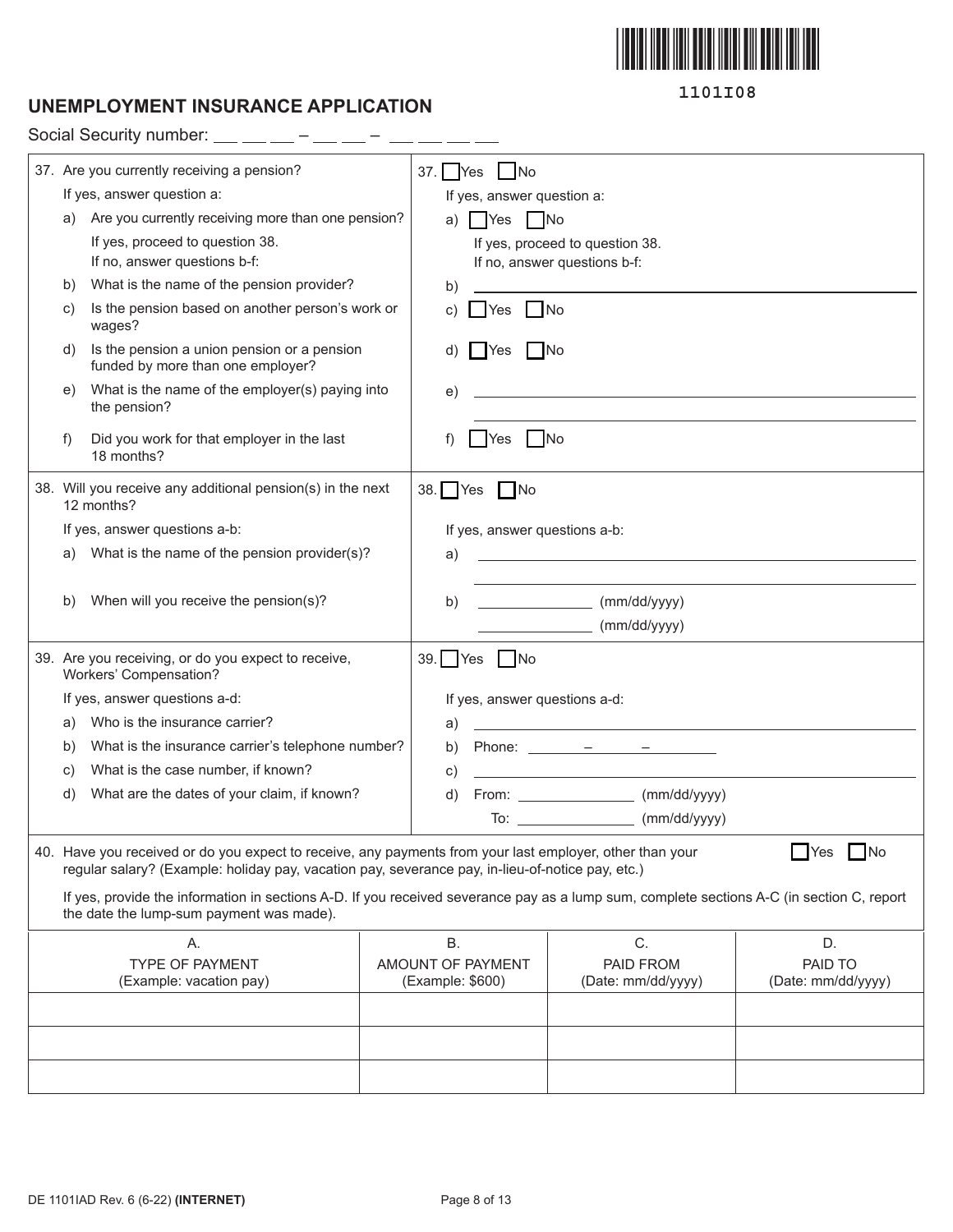1101I08

# UNEMPLOYMENT INSURANCE APPLICATION

Social Security number: ___ ___ ___ – ___ ___ – ___ ___ ___ ___

| Question | Answer |
|---|---|
| 37. Are you currently receiving a pension?<br>If yes, answer question a:<br>a) Are you currently receiving more than one pension?<br>If yes, proceed to question 38.<br>If no, answer questions b-f:<br>b) What is the name of the pension provider?<br>c) Is the pension based on another person's work or wages?<br>d) Is the pension a union pension or a pension funded by more than one employer?<br>e) What is the name of the employer(s) paying into the pension?<br>f) Did you work for that employer in the last 18 months? | 37. ☐ Yes ☐ No<br>If yes, answer question a:<br>a) ☐ Yes ☐ No<br>If yes, proceed to question 38.<br>If no, answer questions b-f:<br>b) ____________________<br>c) ☐ Yes ☐ No<br>d) ☐ Yes ☐ No<br>e) ____________________<br>f) ☐ Yes ☐ No |
| 38. Will you receive any additional pension(s) in the next 12 months?<br>If yes, answer questions a-b:<br>a) What is the name of the pension provider(s)?<br>b) When will you receive the pension(s)? | 38. ☐ Yes ☐ No<br>If yes, answer questions a-b:<br>a) ____________________<br>b) __________ (mm/dd/yyyy)<br>__________ (mm/dd/yyyy) |
| 39. Are you receiving, or do you expect to receive, Workers' Compensation?<br>If yes, answer questions a-d:<br>a) Who is the insurance carrier?<br>b) What is the insurance carrier's telephone number?<br>c) What is the case number, if known?<br>d) What are the dates of your claim, if known? | 39. ☐ Yes ☐ No<br>If yes, answer questions a-d:<br>a) ____________________<br>b) Phone: _____ – _____ – _____<br>c) ____________________<br>d) From: __________ (mm/dd/yyyy)<br>To: __________ (mm/dd/yyyy) |

40. Have you received or do you expect to receive, any payments from your last employer, other than your regular salary? (Example: holiday pay, vacation pay, severance pay, in-lieu-of-notice pay, etc.) ☐ Yes ☐ No

If yes, provide the information in sections A-D. If you received severance pay as a lump sum, complete sections A-C (in section C, report the date the lump-sum payment was made).

| A.<br>TYPE OF PAYMENT<br>(Example: vacation pay) | B.<br>AMOUNT OF PAYMENT<br>(Example: $600) | C.<br>PAID FROM<br>(Date: mm/dd/yyyy) | D.<br>PAID TO<br>(Date: mm/dd/yyyy) |
|---|---|---|---|
| | | | |
| | | | |
| | | | |

DE 1101IAD Rev. 6 (6-22) **(INTERNET)**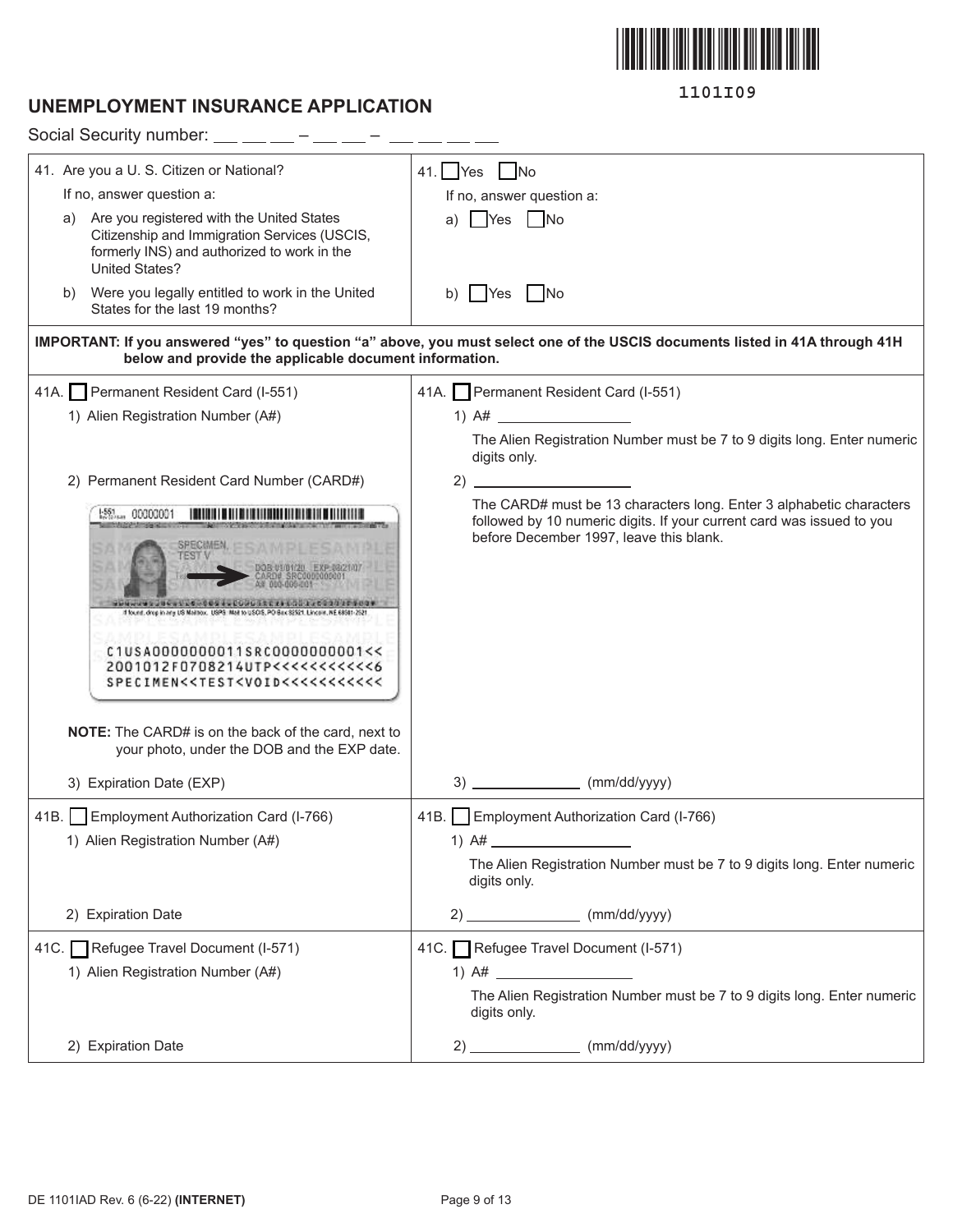1101I09

# UNEMPLOYMENT INSURANCE APPLICATION

Social Security number: ___ ___ ___ – ___ ___ – ___ ___ ___ ___

| Question | Answer |
|---|---|
| 41. Are you a U. S. Citizen or National?<br>If no, answer question a:<br>a) Are you registered with the United States Citizenship and Immigration Services (USCIS, formerly INS) and authorized to work in the United States?<br>b) Were you legally entitled to work in the United States for the last 19 months? | 41. ☐ Yes ☐ No<br>If no, answer question a:<br>a) ☐ Yes ☐ No<br>b) ☐ Yes ☐ No |

**IMPORTANT: If you answered "yes" to question "a" above, you must select one of the USCIS documents listed in 41A through 41H below and provide the applicable document information.**

| Document | Information |
|---|---|
| 41A. ☐ Permanent Resident Card (I-551)<br>1) Alien Registration Number (A#)<br>2) Permanent Resident Card Number (CARD#)<br>**NOTE:** The CARD# is on the back of the card, next to your photo, under the DOB and the EXP date.<br>3) Expiration Date (EXP) | 41A. ☐ Permanent Resident Card (I-551)<br>1) A# ____________<br>The Alien Registration Number must be 7 to 9 digits long. Enter numeric digits only.<br>2) ____________<br>The CARD# must be 13 characters long. Enter 3 alphabetic characters followed by 10 numeric digits. If your current card was issued to you before December 1997, leave this blank.<br>3) ____________ (mm/dd/yyyy) |
| 41B. ☐ Employment Authorization Card (I-766)<br>1) Alien Registration Number (A#)<br>2) Expiration Date | 41B. ☐ Employment Authorization Card (I-766)<br>1) A# ____________<br>The Alien Registration Number must be 7 to 9 digits long. Enter numeric digits only.<br>2) ____________ (mm/dd/yyyy) |
| 41C. ☐ Refugee Travel Document (I-571)<br>1) Alien Registration Number (A#)<br>2) Expiration Date | 41C. ☐ Refugee Travel Document (I-571)<br>1) A# ____________<br>The Alien Registration Number must be 7 to 9 digits long. Enter numeric digits only.<br>2) ____________ (mm/dd/yyyy) |

DE 1101IAD Rev. 6 (6-22) **(INTERNET)**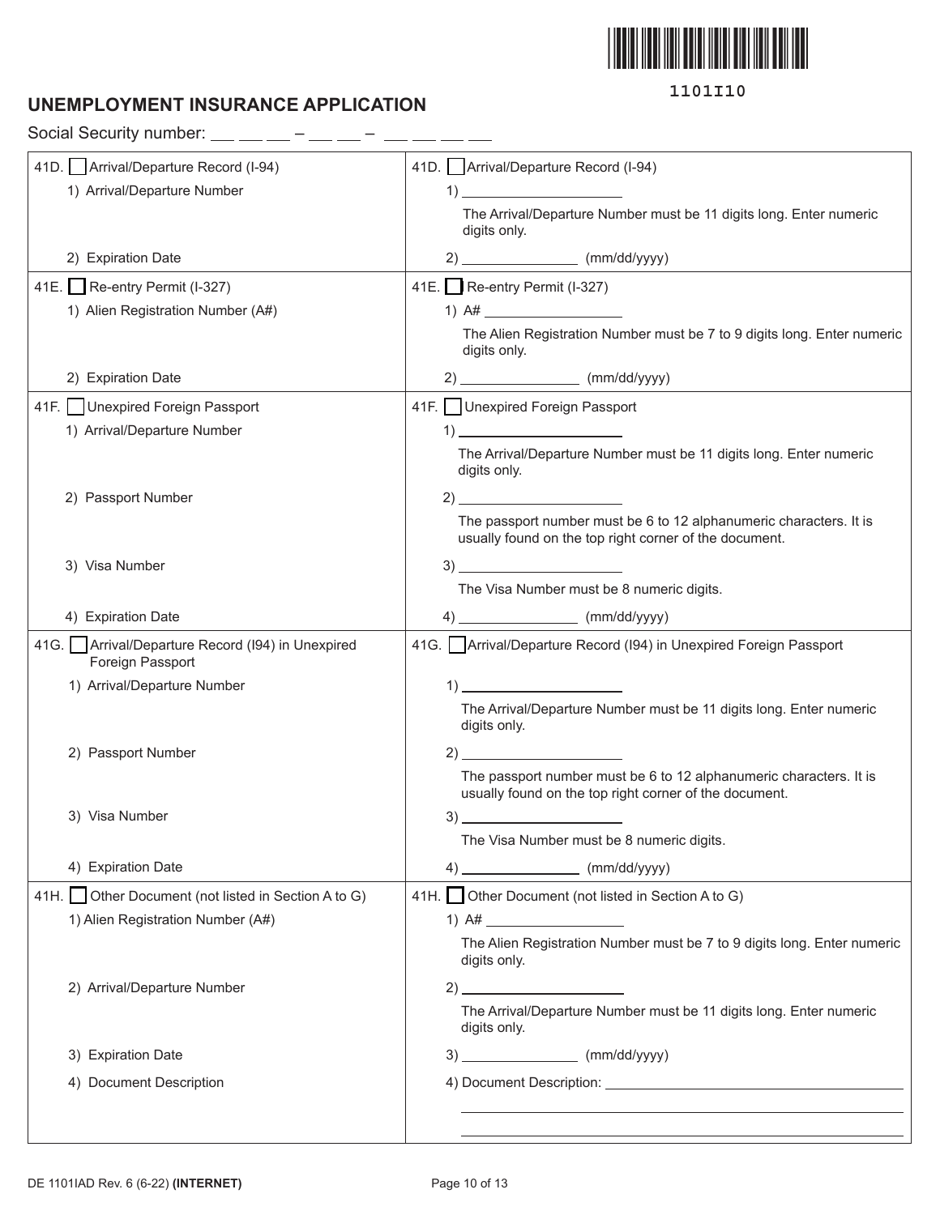1101I10

# UNEMPLOYMENT INSURANCE APPLICATION

Social Security number: ___ ___ ___ – ___ ___ – ___ ___ ___ ___

| | |
|---|---|
| 41D. ☐ Arrival/Departure Record (I-94)<br>1) Arrival/Departure Number<br>2) Expiration Date | 41D. ☐ Arrival/Departure Record (I-94)<br>1) ____________________<br>The Arrival/Departure Number must be 11 digits long. Enter numeric digits only.<br>2) ______________ (mm/dd/yyyy) |
| 41E. ☐ Re-entry Permit (I-327)<br>1) Alien Registration Number (A#)<br>2) Expiration Date | 41E. ☐ Re-entry Permit (I-327)<br>1) A# ________________<br>The Alien Registration Number must be 7 to 9 digits long. Enter numeric digits only.<br>2) ______________ (mm/dd/yyyy) |
| 41F. ☐ Unexpired Foreign Passport<br>1) Arrival/Departure Number<br>2) Passport Number<br>3) Visa Number<br>4) Expiration Date | 41F. ☐ Unexpired Foreign Passport<br>1) ____________________<br>The Arrival/Departure Number must be 11 digits long. Enter numeric digits only.<br>2) ____________________<br>The passport number must be 6 to 12 alphanumeric characters. It is usually found on the top right corner of the document.<br>3) ____________________<br>The Visa Number must be 8 numeric digits.<br>4) ______________ (mm/dd/yyyy) |
| 41G. ☐ Arrival/Departure Record (I94) in Unexpired Foreign Passport<br>1) Arrival/Departure Number<br>2) Passport Number<br>3) Visa Number<br>4) Expiration Date | 41G. ☐ Arrival/Departure Record (I94) in Unexpired Foreign Passport<br>1) ____________________<br>The Arrival/Departure Number must be 11 digits long. Enter numeric digits only.<br>2) ____________________<br>The passport number must be 6 to 12 alphanumeric characters. It is usually found on the top right corner of the document.<br>3) ____________________<br>The Visa Number must be 8 numeric digits.<br>4) ______________ (mm/dd/yyyy) |
| 41H. ☐ Other Document (not listed in Section A to G)<br>1) Alien Registration Number (A#)<br>2) Arrival/Departure Number<br>3) Expiration Date<br>4) Document Description | 41H. ☐ Other Document (not listed in Section A to G)<br>1) A# ________________<br>The Alien Registration Number must be 7 to 9 digits long. Enter numeric digits only.<br>2) ____________________<br>The Arrival/Departure Number must be 11 digits long. Enter numeric digits only.<br>3) ______________ (mm/dd/yyyy)<br>4) Document Description: ________________________________<br>________________________________________________<br>________________________________________________ |

DE 1101IAD Rev. 6 (6-22) **(INTERNET)**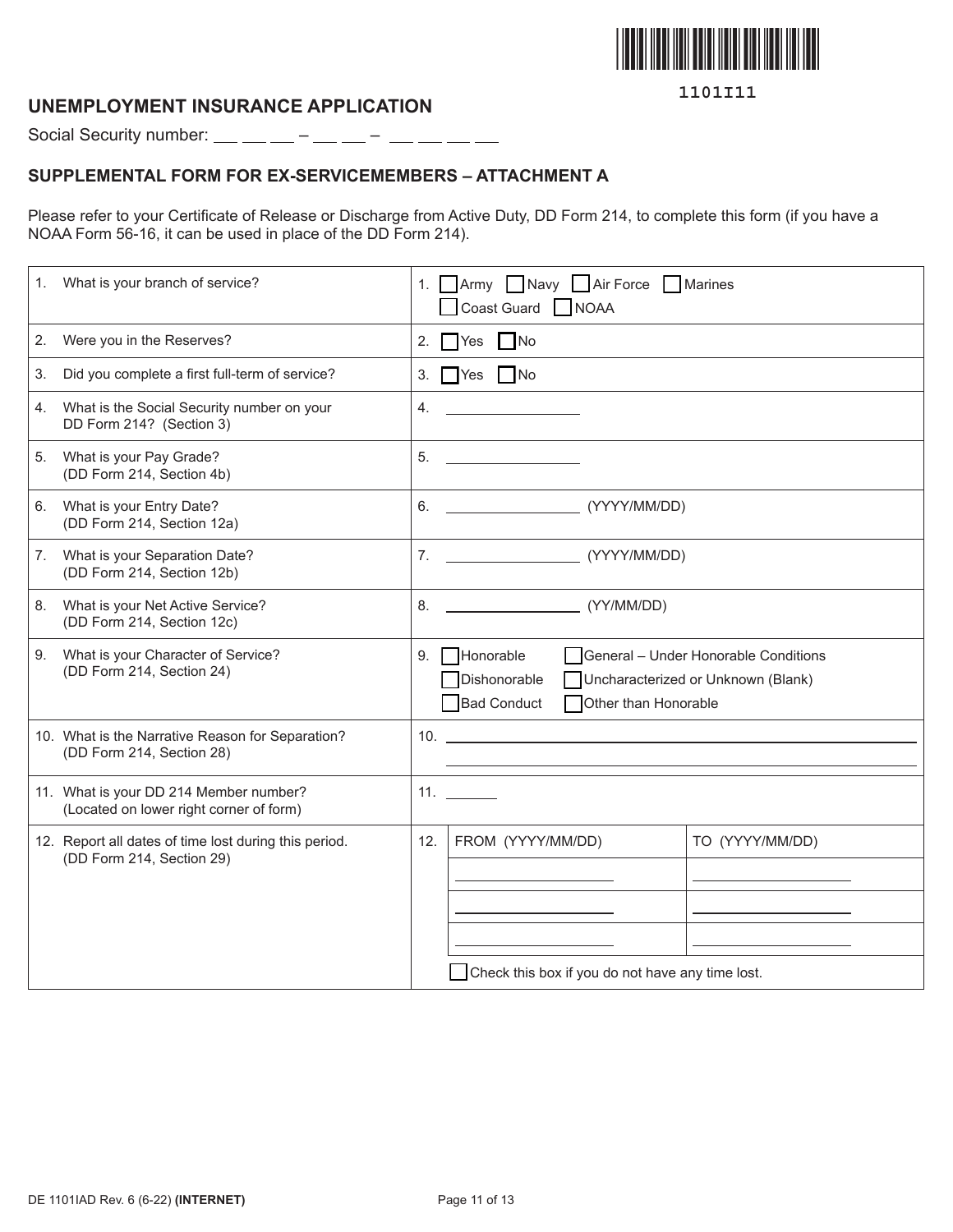1101I11

## UNEMPLOYMENT INSURANCE APPLICATION

Social Security number: ___ ___ ___ – ___ ___ – ___ ___ ___ ___

### SUPPLEMENTAL FORM FOR EX-SERVICEMEMBERS – ATTACHMENT A

Please refer to your Certificate of Release or Discharge from Active Duty, DD Form 214, to complete this form (if you have a NOAA Form 56-16, it can be used in place of the DD Form 214).

| Question | Answer |
|---|---|
| 1. What is your branch of service? | 1. ☐ Army ☐ Navy ☐ Air Force ☐ Marines ☐ Coast Guard ☐ NOAA |
| 2. Were you in the Reserves? | 2. ☐ Yes ☐ No |
| 3. Did you complete a first full-term of service? | 3. ☐ Yes ☐ No |
| 4. What is the Social Security number on your DD Form 214? (Section 3) | 4. ________________ |
| 5. What is your Pay Grade? (DD Form 214, Section 4b) | 5. ________________ |
| 6. What is your Entry Date? (DD Form 214, Section 12a) | 6. ________________ (YYYY/MM/DD) |
| 7. What is your Separation Date? (DD Form 214, Section 12b) | 7. ________________ (YYYY/MM/DD) |
| 8. What is your Net Active Service? (DD Form 214, Section 12c) | 8. ________________ (YY/MM/DD) |
| 9. What is your Character of Service? (DD Form 214, Section 24) | 9. ☐ Honorable ☐ General – Under Honorable Conditions ☐ Dishonorable ☐ Uncharacterized or Unknown (Blank) ☐ Bad Conduct ☐ Other than Honorable |
| 10. What is the Narrative Reason for Separation? (DD Form 214, Section 28) | 10. ________________________________________ |
| 11. What is your DD 214 Member number? (Located on lower right corner of form) | 11. _______ |
| 12. Report all dates of time lost during this period. (DD Form 214, Section 29) | 12. (see table below) |

| FROM (YYYY/MM/DD) | TO (YYYY/MM/DD) |
|---|---|
| ________________ | ________________ |
| ________________ | ________________ |
| ________________ | ________________ |

☐ Check this box if you do not have any time lost.

DE 1101IAD Rev. 6 (6-22) **(INTERNET)**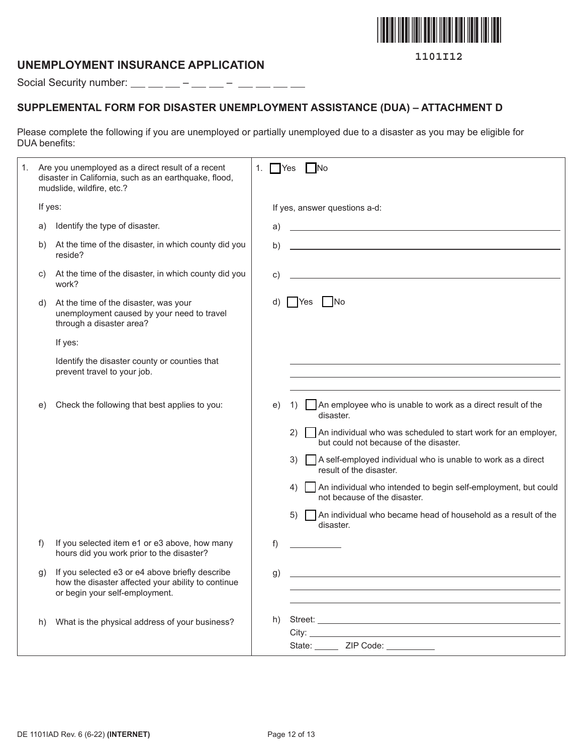1101I12

# UNEMPLOYMENT INSURANCE APPLICATION

Social Security number: \_\_ \_\_ \_\_ – \_\_ \_\_ – \_\_ \_\_ \_\_ \_\_

## SUPPLEMENTAL FORM FOR DISASTER UNEMPLOYMENT ASSISTANCE (DUA) – ATTACHMENT D

Please complete the following if you are unemployed or partially unemployed due to a disaster as you may be eligible for DUA benefits:

| Question | Response |
|---|---|
| 1. Are you unemployed as a direct result of a recent disaster in California, such as an earthquake, flood, mudslide, wildfire, etc.? | 1. ☐ Yes ☐ No |
| If yes: | If yes, answer questions a-d: |
| a) Identify the type of disaster. | a) \_\_\_\_\_\_\_\_\_\_\_\_\_\_\_\_ |
| b) At the time of the disaster, in which county did you reside? | b) \_\_\_\_\_\_\_\_\_\_\_\_\_\_\_\_ |
| c) At the time of the disaster, in which county did you work? | c) \_\_\_\_\_\_\_\_\_\_\_\_\_\_\_\_ |
| d) At the time of the disaster, was your unemployment caused by your need to travel through a disaster area? | d) ☐ Yes ☐ No |
| If yes: Identify the disaster county or counties that prevent travel to your job. | \_\_\_\_\_\_\_\_\_\_\_\_\_\_\_\_ |
| e) Check the following that best applies to you: | e) 1) ☐ An employee who is unable to work as a direct result of the disaster.<br>2) ☐ An individual who was scheduled to start work for an employer, but could not because of the disaster.<br>3) ☐ A self-employed individual who is unable to work as a direct result of the disaster.<br>4) ☐ An individual who intended to begin self-employment, but could not because of the disaster.<br>5) ☐ An individual who became head of household as a result of the disaster. |
| f) If you selected item e1 or e3 above, how many hours did you work prior to the disaster? | f) \_\_\_\_\_\_ |
| g) If you selected e3 or e4 above briefly describe how the disaster affected your ability to continue or begin your self-employment. | g) \_\_\_\_\_\_\_\_\_\_\_\_\_\_\_\_ |
| h) What is the physical address of your business? | h) Street: \_\_\_\_\_\_\_\_\_\_<br>City: \_\_\_\_\_\_\_\_\_\_<br>State: \_\_\_\_\_ ZIP Code: \_\_\_\_\_\_\_\_ |

DE 1101IAD Rev. 6 (6-22) **(INTERNET)**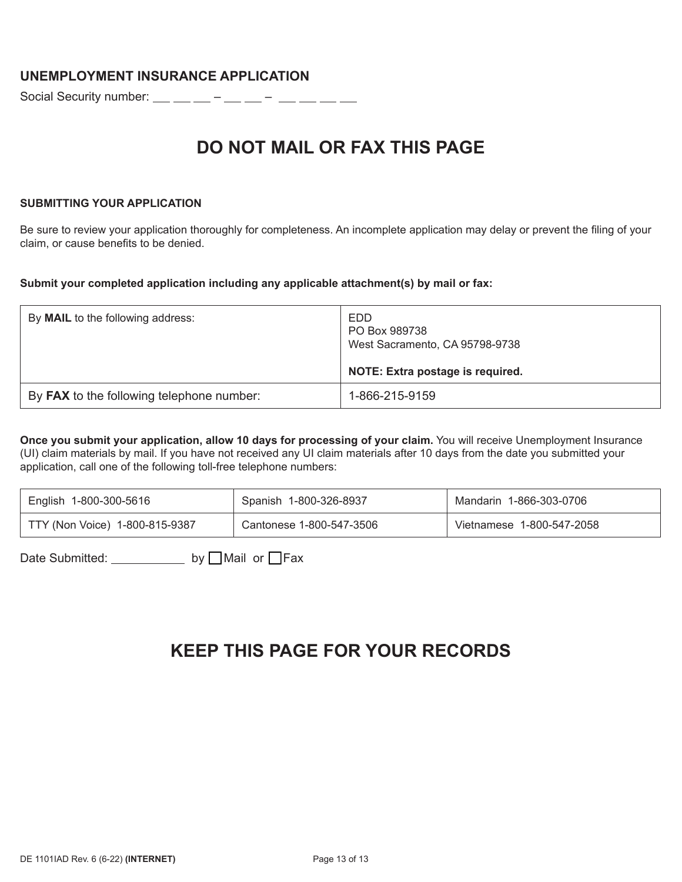## UNEMPLOYMENT INSURANCE APPLICATION

Social Security number: ___ ___ ___ – ___ ___ – ___ ___ ___ ___

# DO NOT MAIL OR FAX THIS PAGE

### SUBMITTING YOUR APPLICATION

Be sure to review your application thoroughly for completeness. An incomplete application may delay or prevent the filing of your claim, or cause benefits to be denied.

**Submit your completed application including any applicable attachment(s) by mail or fax:**

| | |
|---|---|
| By **MAIL** to the following address: | EDD<br>PO Box 989738<br>West Sacramento, CA 95798-9738<br><br>**NOTE: Extra postage is required.** |
| By **FAX** to the following telephone number: | 1-866-215-9159 |

**Once you submit your application, allow 10 days for processing of your claim.** You will receive Unemployment Insurance (UI) claim materials by mail. If you have not received any UI claim materials after 10 days from the date you submitted your application, call one of the following toll-free telephone numbers:

| | | |
|---|---|---|
| English 1-800-300-5616 | Spanish 1-800-326-8937 | Mandarin 1-866-303-0706 |
| TTY (Non Voice) 1-800-815-9387 | Cantonese 1-800-547-3506 | Vietnamese 1-800-547-2058 |

Date Submitted: ___________ by ☐ Mail or ☐ Fax

# KEEP THIS PAGE FOR YOUR RECORDS

DE 1101IAD Rev. 6 (6-22) **(INTERNET)**